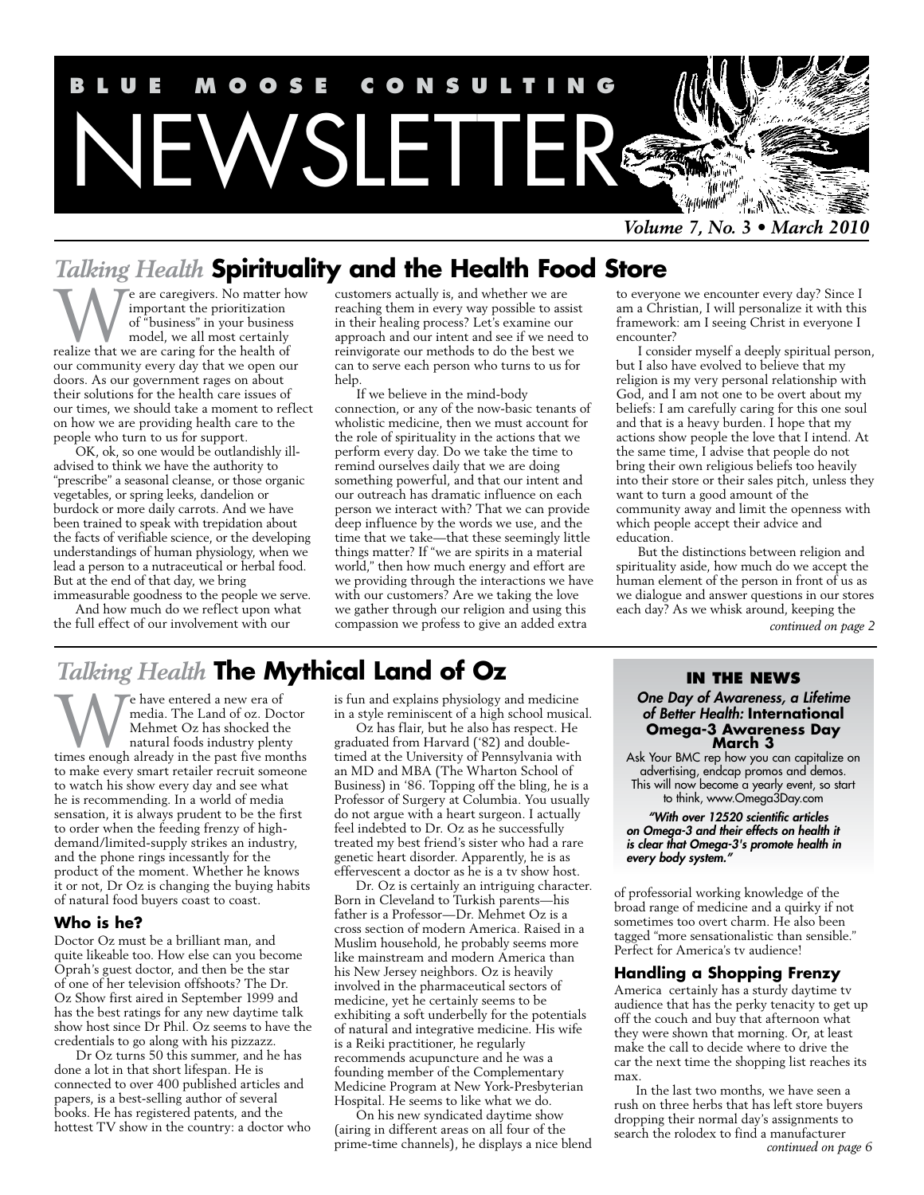# BLUE MOOSE CONSULTING NEWSLETTER

*Volume 7, No. 3 • March 2010*

## *Talking Health* Spirituality and the Health Food Store

We are caregivers. No matter how important the prioritization of "business" in your business model, we all most certainly realize that we are caring for the health of our community every day that we open our doors. As our government rages on about their solutions for the health care issues of our times, we should take a moment to reflect on how we are providing health care to the people who turn to us for support.

OK, ok, so one would be outlandishly ill-advised to think we have the authority to "prescribe" a seasonal cleanse, or those organic vegetables, or spring leeks, dandelion or burdock or more daily carrots. And we have been trained to speak with trepidation about the facts of verifiable science, or the developing understandings of human physiology, when we lead a person to a nutraceutical or herbal food. But at the end of that day, we bring immeasurable goodness to the people we serve.

And how much do we reflect upon what the full effect of our involvement with our customers actually is, and whether we are reaching them in every way possible to assist in their healing process? Let's examine our approach and our intent and see if we need to reinvigorate our methods to do the best we can to serve each person who turns to us for help.

If we believe in the mind-body connection, or any of the now-basic tenants of wholistic medicine, then we must account for the role of spirituality in the actions that we perform every day. Do we take the time to remind ourselves daily that we are doing something powerful, and that our intent and our outreach has dramatic influence on each person we interact with? That we can provide deep influence by the words we use, and the time that we take—that these seemingly little things matter? If "we are spirits in a material world," then how much energy and effort are we providing through the interactions we have with our customers? Are we taking the love we gather through our religion and using this compassion we profess to give an added extra to everyone we encounter every day? Since I am a Christian, I will personalize it with this framework: am I seeing Christ in everyone I encounter?

I consider myself a deeply spiritual person, but I also have evolved to believe that my religion is my very personal relationship with God, and I am not one to be overt about my beliefs: I am carefully caring for this one soul and that is a heavy burden. I hope that my actions show people the love that I intend. At the same time, I advise that people do not bring their own religious beliefs too heavily into their store or their sales pitch, unless they want to turn a good amount of the community away and limit the openness with which people accept their advice and education.

But the distinctions between religion and spirituality aside, how much do we accept the human element of the person in front of us as we dialogue and answer questions in our stores each day? As we whisk around, keeping the

*continued on page 2*

## *Talking Health* The Mythical Land of Oz

We have entered a new era of media. The Land of oz. Doctor Mehmet Oz has shocked the natural foods industry plenty times enough already in the past five months to make every smart retailer recruit someone to watch his show every day and see what he is recommending. In a world of media sensation, it is always prudent to be the first to order when the feeding frenzy of high-demand/limited-supply strikes an industry, and the phone rings incessantly for the product of the moment. Whether he knows it or not, Dr Oz is changing the buying habits of natural food buyers coast to coast.

### Who is he?

Doctor Oz must be a brilliant man, and quite likeable too. How else can you become Oprah's guest doctor, and then be the star of one of her television offshoots? The Dr. Oz Show first aired in September 1999 and has the best ratings for any new daytime talk show host since Dr Phil. Oz seems to have the credentials to go along with his pizzazz.

Dr Oz turns 50 this summer, and he has done a lot in that short lifespan. He is connected to over 400 published articles and papers, is a best-selling author of several books. He has registered patents, and the hottest TV show in the country: a doctor who is fun and explains physiology and medicine in a style reminiscent of a high school musical.

Oz has flair, but he also has respect. He graduated from Harvard ('82) and double-timed at the University of Pennsylvania with an MD and MBA (The Wharton School of Business) in '86. Topping off the bling, he is a Professor of Surgery at Columbia. You usually do not argue with a heart surgeon. I actually feel indebted to Dr. Oz as he successfully treated my best friend's sister who had a rare genetic heart disorder. Apparently, he is as effervescent a doctor as he is a tv show host.

Dr. Oz is certainly an intriguing character. Born in Cleveland to Turkish parents—his father is a Professor—Dr. Mehmet Oz is a cross section of modern America. Raised in a Muslim household, he probably seems more like mainstream and modern America than his New Jersey neighbors. Oz is heavily involved in the pharmaceutical sectors of medicine, yet he certainly seems to be exhibiting a soft underbelly for the potentials of natural and integrative medicine. His wife is a Reiki practitioner, he regularly recommends acupuncture and he was a founding member of the Complementary Medicine Program at New York-Presbyterian Hospital. He seems to like what we do.

On his new syndicated daytime show (airing in different areas on all four of the prime-time channels), he displays a nice blend of professorial working knowledge of the broad range of medicine and a quirky if not sometimes too overt charm. He also been tagged "more sensationalistic than sensible." Perfect for America's tv audience!

### Handling a Shopping Frenzy

America certainly has a sturdy daytime tv audience that has the perky tenacity to get up off the couch and buy that afternoon what they were shown that morning. Or, at least make the call to decide where to drive the car the next time the shopping list reaches its max.

In the last two months, we have seen a rush on three herbs that has left store buyers dropping their normal day's assignments to search the rolodex to find a manufacturer

*continued on page 6*

---

**IN THE NEWS**

***One Day of Awareness, a Lifetime of Better Health:* International Omega-3 Awareness Day March 3**

Ask Your BMC rep how you can capitalize on advertising, endcap promos and demos. This will now become a yearly event, so start to think, www.Omega3Day.com

*"With over 12520 scientific articles on Omega-3 and their effects on health it is clear that Omega-3's promote health in every body system."*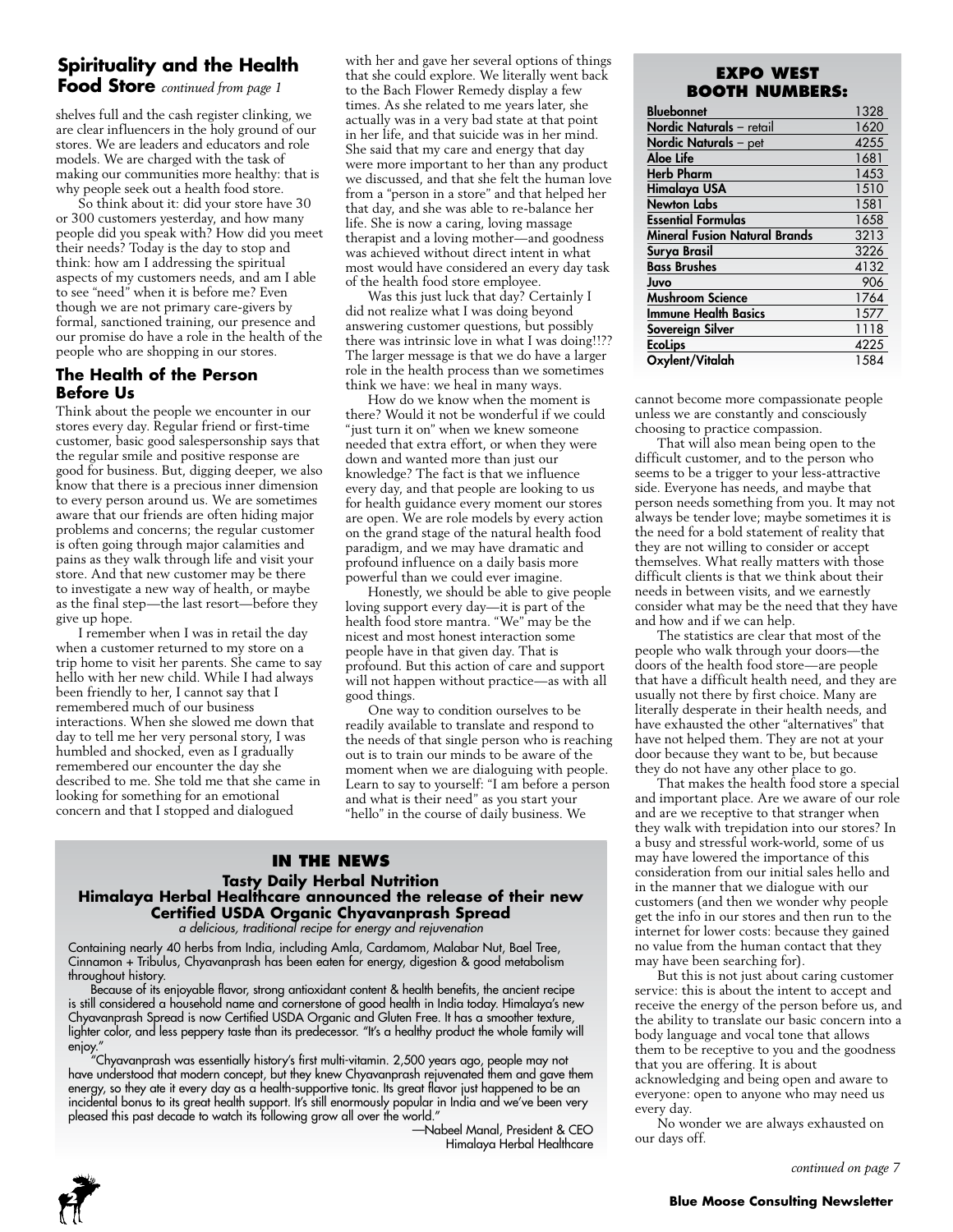## Spirituality and the Health Food Store *continued from page 1*

shelves full and the cash register clinking, we are clear influencers in the holy ground of our stores. We are leaders and educators and role models. We are charged with the task of making our communities more healthy: that is why people seek out a health food store.

So think about it: did your store have 30 or 300 customers yesterday, and how many people did you speak with? How did you meet their needs? Today is the day to stop and think: how am I addressing the spiritual aspects of my customers needs, and am I able to see "need" when it is before me? Even though we are not primary care-givers by formal, sanctioned training, our presence and our promise do have a role in the health of the people who are shopping in our stores.

### The Health of the Person Before Us

Think about the people we encounter in our stores every day. Regular friend or first-time customer, basic good salespersonship says that the regular smile and positive response are good for business. But, digging deeper, we also know that there is a precious inner dimension to every person around us. We are sometimes aware that our friends are often hiding major problems and concerns; the regular customer is often going through major calamities and pains as they walk through life and visit your store. And that new customer may be there to investigate a new way of health, or maybe as the final step—the last resort—before they give up hope.

I remember when I was in retail the day when a customer returned to my store on a trip home to visit her parents. She came to say hello with her new child. While I had always been friendly to her, I cannot say that I remembered much of our business interactions. When she slowed me down that day to tell me her very personal story, I was humbled and shocked, even as I gradually remembered our encounter the day she described to me. She told me that she came in looking for something for an emotional concern and that I stopped and dialogued with her and gave her several options of things that she could explore. We literally went back to the Bach Flower Remedy display a few times. As she related to me years later, she actually was in a very bad state at that point in her life, and that suicide was in her mind. She said that my care and energy that day were more important to her than any product we discussed, and that she felt the human love from a "person in a store" and that helped her that day, and she was able to re-balance her life. She is now a caring, loving massage therapist and a loving mother—and goodness was achieved without direct intent in what most would have considered an every day task of the health food store employee.

Was this just luck that day? Certainly I did not realize what I was doing beyond answering customer questions, but possibly there was intrinsic love in what I was doing!!?? The larger message is that we do have a larger role in the health process than we sometimes think we have: we heal in many ways.

How do we know when the moment is there? Would it not be wonderful if we could "just turn it on" when we knew someone needed that extra effort, or when they were down and wanted more than just our knowledge? The fact is that we influence every day, and that people are looking to us for health guidance every moment our stores are open. We are role models by every action on the grand stage of the natural health food paradigm, and we may have dramatic and profound influence on a daily basis more powerful than we could ever imagine.

Honestly, we should be able to give people loving support every day—it is part of the health food store mantra. "We" may be the nicest and most honest interaction some people have in that given day. That is profound. But this action of care and support will not happen without practice—as with all good things.

One way to condition ourselves to be readily available to translate and respond to the needs of that single person who is reaching out is to train our minds to be aware of the moment when we are dialoguing with people. Learn to say to yourself: "I am before a person and what is their need" as you start your "hello" in the course of daily business. We cannot become more compassionate people unless we are constantly and consciously choosing to practice compassion.

That will also mean being open to the difficult customer, and to the person who seems to be a trigger to your less-attractive side. Everyone has needs, and maybe that person needs something from you. It may not always be tender love; maybe sometimes it is the need for a bold statement of reality that they are not willing to consider or accept themselves. What really matters with those difficult clients is that we think about their needs in between visits, and we earnestly consider what may be the need that they have and how and if we can help.

The statistics are clear that most of the people who walk through your doors—the doors of the health food store—are people that have a difficult health need, and they are usually not there by first choice. Many are literally desperate in their health needs, and have exhausted the other "alternatives" that have not helped them. They are not at your door because they want to be, but because they do not have any other place to go.

That makes the health food store a special and important place. Are we aware of our role and are we receptive to that stranger when they walk with trepidation into our stores? In a busy and stressful work-world, some of us may have lowered the importance of this consideration from our initial sales hello and in the manner that we dialogue with our customers (and then we wonder why people get the info in our stores and then run to the internet for lower costs: because they gained no value from the human contact that they may have been searching for).

But this is not just about caring customer service: this is about the intent to accept and receive the energy of the person before us, and the ability to translate our basic concern into a body language and vocal tone that allows them to be receptive to you and the goodness that you are offering. It is about acknowledging and being open and aware to everyone: open to anyone who may need us every day.

No wonder we are always exhausted on our days off.

*continued on page 7*

### EXPO WEST BOOTH NUMBERS:

| | |
|---|---|
| **Bluebonnet** | 1328 |
| **Nordic Naturals** – retail | 1620 |
| **Nordic Naturals** – pet | 4255 |
| **Aloe Life** | 1681 |
| **Herb Pharm** | 1453 |
| **Himalaya USA** | 1510 |
| **Newton Labs** | 1581 |
| **Essential Formulas** | 1658 |
| **Mineral Fusion Natural Brands** | 3213 |
| **Surya Brasil** | 3226 |
| **Bass Brushes** | 4132 |
| **Juvo** | 906 |
| **Mushroom Science** | 1764 |
| **Immune Health Basics** | 1577 |
| **Sovereign Silver** | 1118 |
| **EcoLips** | 4225 |
| **Oxylent/Vitalah** | 1584 |

### IN THE NEWS

**Tasty Daily Herbal Nutrition**
**Himalaya Herbal Healthcare announced the release of their new Certified USDA Organic Chyavanprash Spread**
*a delicious, traditional recipe for energy and rejuvenation*

Containing nearly 40 herbs from India, including Amla, Cardamom, Malabar Nut, Bael Tree, Cinnamon + Tribulus, Chyavanprash has been eaten for energy, digestion & good metabolism throughout history.

Because of its enjoyable flavor, strong antioxidant content & health benefits, the ancient recipe is still considered a household name and cornerstone of good health in India today. Himalaya's new Chyavanprash Spread is now Certified USDA Organic and Gluten Free. It has a smoother texture, lighter color, and less peppery taste than its predecessor. "It's a healthy product the whole family will enjoy."

"Chyavanprash was essentially history's first multi-vitamin. 2,500 years ago, people may not have understood that modern concept, but they knew Chyavanprash rejuvenated them and gave them energy, so they ate it every day as a health-supportive tonic. Its great flavor just happened to be an incidental bonus to its great health support. It's still enormously popular in India and we've been very pleased this past decade to watch its following grow all over the world."

—Nabeel Manal, President & CEO
Himalaya Herbal Healthcare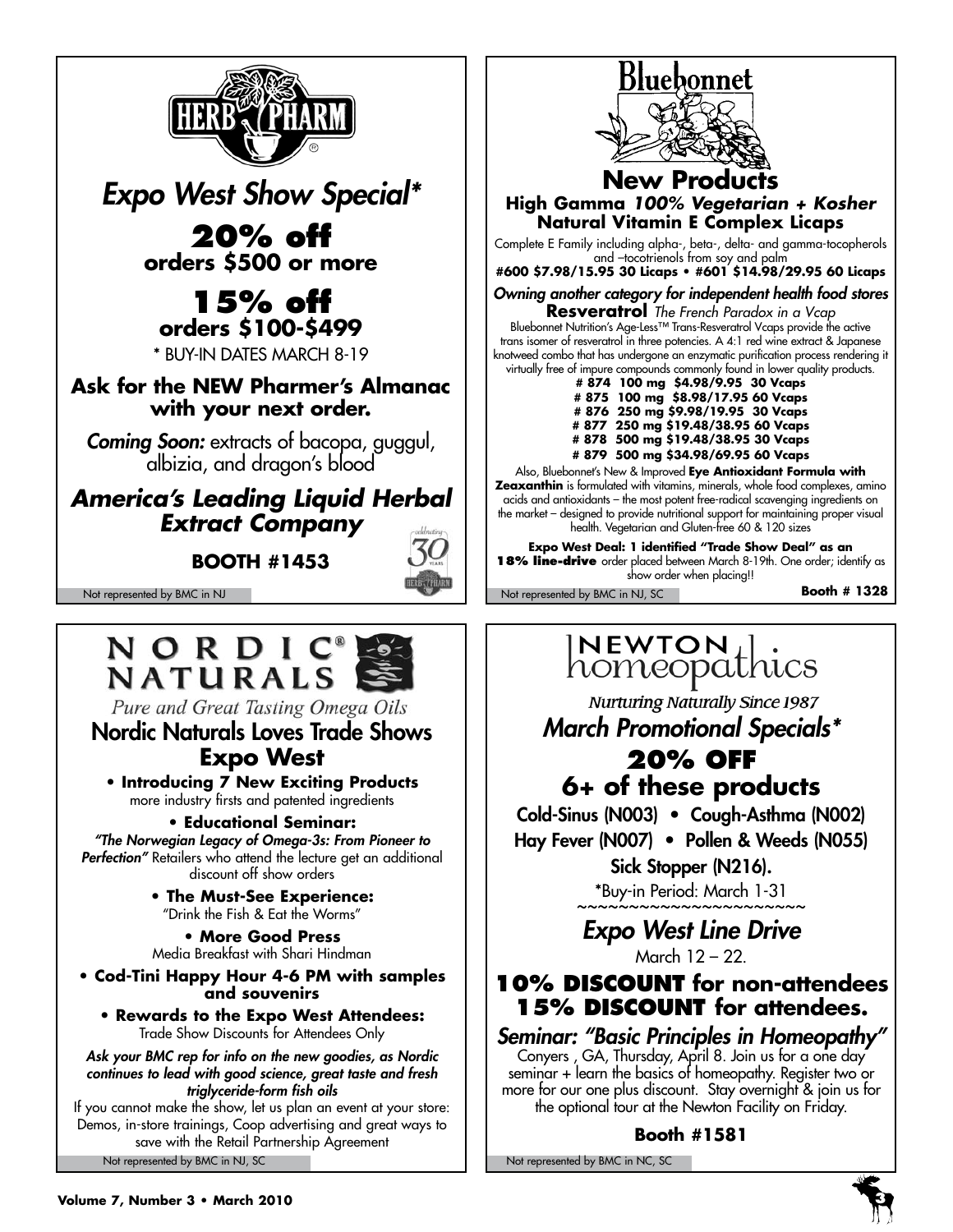# HERB PHARM

## *Expo West Show Special**

**20% off**
**orders $500 or more**

**15% off**
**orders $100-$499**

* BUY-IN DATES MARCH 8-19

**Ask for the NEW Pharmer's Almanac with your next order.**

***Coming Soon:*** extracts of bacopa, guggul, albizia, and dragon's blood

***America's Leading Liquid Herbal Extract Company***

**BOOTH #1453**

celebrating 30 years

Not represented by BMC in NJ

# Bluebonnet

## New Products

**High Gamma *100% Vegetarian + Kosher* Natural Vitamin E Complex Licaps**

Complete E Family including alpha-, beta-, delta- and gamma-tocopherols and –tocotrienols from soy and palm

**#600 $7.98/15.95 30 Licaps • #601 $14.98/29.95 60 Licaps**

***Owning another category for independent health food stores***

**Resveratrol** *The French Paradox in a Vcap*

Bluebonnet Nutrition's Age-Less™ Trans-Resveratrol Vcaps provide the active trans isomer of resveratrol in three potencies. A 4:1 red wine extract & Japanese knotweed combo that has undergone an enzymatic purification process rendering it virtually free of impure compounds commonly found in lower quality products.

**# 874 100 mg $4.98/9.95 30 Vcaps**
**# 875 100 mg $8.98/17.95 60 Vcaps**
**# 876 250 mg $9.98/19.95 30 Vcaps**
**# 877 250 mg $19.48/38.95 60 Vcaps**
**# 878 500 mg $19.48/38.95 30 Vcaps**
**# 879 500 mg $34.98/69.95 60 Vcaps**

Also, Bluebonnet's New & Improved **Eye Antioxidant Formula with Zeaxanthin** is formulated with vitamins, minerals, whole food complexes, amino acids and antioxidants – the most potent free-radical scavenging ingredients on the market – designed to provide nutritional support for maintaining proper visual health. Vegetarian and Gluten-free 60 & 120 sizes

**Expo West Deal: 1 identified "Trade Show Deal" as an 18% line-drive** order placed between March 8-19th. One order; identify as show order when placing!!

Not represented by BMC in NJ, SC

**Booth # 1328**

# NORDIC NATURALS

*Pure and Great Tasting Omega Oils*

## Nordic Naturals Loves Trade Shows **Expo West**

- **Introducing 7 New Exciting Products**
  more industry firsts and patented ingredients
- **Educational Seminar:**
  *"The Norwegian Legacy of Omega-3s: From Pioneer to Perfection"* Retailers who attend the lecture get an additional discount off show orders
- **The Must-See Experience:**
  "Drink the Fish & Eat the Worms"
- **More Good Press**
  Media Breakfast with Shari Hindman
- **Cod-Tini Happy Hour 4-6 PM with samples and souvenirs**
- **Rewards to the Expo West Attendees:**
  Trade Show Discounts for Attendees Only

*Ask your BMC rep for info on the new goodies, as Nordic continues to lead with good science, great taste and fresh triglyceride-form fish oils*

If you cannot make the show, let us plan an event at your store: Demos, in-store trainings, Coop advertising and great ways to save with the Retail Partnership Agreement

Not represented by BMC in NJ, SC

# NEWTON homeopathics

*Nurturing Naturally Since 1987*

## *March Promotional Specials**

**20% OFF**
**6+ of these products**

Cold-Sinus (N003) • Cough-Asthma (N002)
Hay Fever (N007) • Pollen & Weeds (N055)
Sick Stopper (N216).

*Buy-in Period: March 1-31

~~~~~~~~~~~~~~~~~~~~~~

## *Expo West Line Drive*

March 12 – 22.

**10% DISCOUNT for non-attendees**
**15% DISCOUNT for attendees.**

***Seminar: "Basic Principles in Homeopathy"***

Conyers , GA, Thursday, April 8. Join us for a one day seminar + learn the basics of homeopathy. Register two or more for our one plus discount. Stay overnight & join us for the optional tour at the Newton Facility on Friday.

**Booth #1581**

Not represented by BMC in NC, SC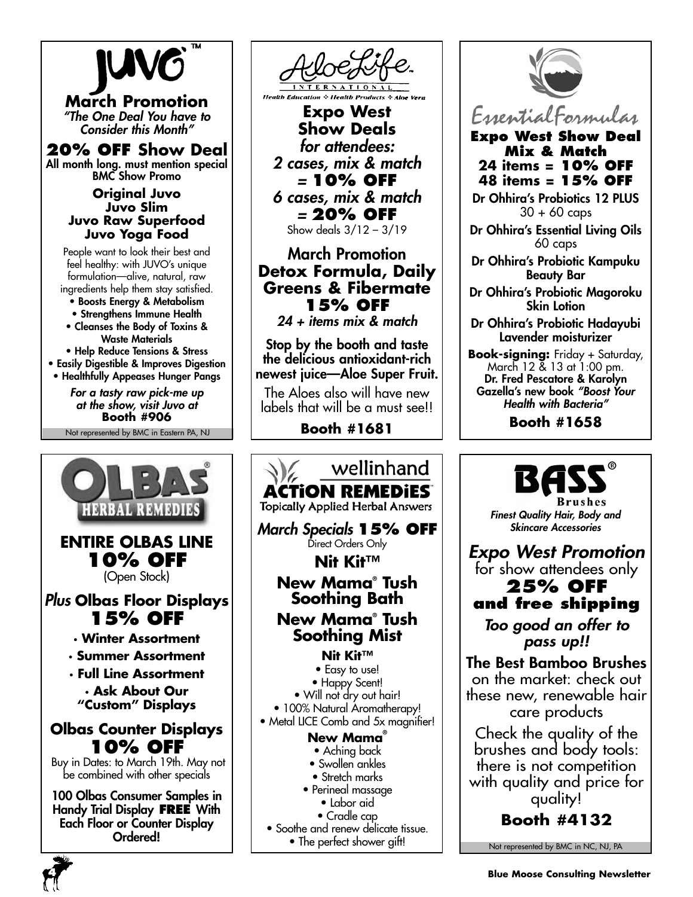## JUVO™

### March Promotion

*"The One Deal You have to Consider this Month"*

**20% OFF Show Deal**

All month long. must mention special BMC Show Promo

**Original Juvo**
**Juvo Slim**
**Juvo Raw Superfood**
**Juvo Yoga Food**

People want to look their best and feel healthy: with JUVO's unique formulation—alive, natural, raw ingredients help them stay satisfied.

- **Boosts Energy & Metabolism**
- **Strengthens Immune Health**
- **Cleanses the Body of Toxins & Waste Materials**
- **Help Reduce Tensions & Stress**
- **Easily Digestible & Improves Digestion**
- **Healthfully Appeases Hunger Pangs**

***For a tasty raw pick-me up at the show, visit Juvo at***
**Booth #906**

Not represented by BMC in Eastern PA, NJ

---

## AloeLife International

Health Education ✣ Health Products ✣ Aloe Vera

### Expo West Show Deals

*for attendees:*

*2 cases, mix & match* = **10% OFF**

*6 cases, mix & match* = **20% OFF**

Show deals 3/12 – 3/19

### March Promotion

**Detox Formula, Daily Greens & Fibermate**
**15% OFF**

*24 + items mix & match*

**Stop by the booth and taste the delicious antioxidant-rich newest juice—Aloe Super Fruit.**

The Aloes also will have new labels that will be a must see!!

**Booth #1681**

---

## Essential Formulas

### Expo West Show Deal

**Mix & Match**
**24 items = 10% OFF**
**48 items = 15% OFF**

**Dr Ohhira's Probiotics 12 PLUS**
30 + 60 caps

**Dr Ohhira's Essential Living Oils**
60 caps

**Dr Ohhira's Probiotic Kampuku Beauty Bar**

**Dr Ohhira's Probiotic Magoroku Skin Lotion**

**Dr Ohhira's Probiotic Hadayubi Lavender moisturizer**

**Book-signing:** Friday + Saturday, March 12 & 13 at 1:00 pm. **Dr. Fred Pescatore & Karolyn Gazella's new book *"Boost Your Health with Bacteria"***

**Booth #1658**

---

## OLBAS® Herbal Remedies

### ENTIRE OLBAS LINE 10% OFF

(Open Stock)

### *Plus* Olbas Floor Displays 15% OFF

- **Winter Assortment**
- **Summer Assortment**
- **Full Line Assortment**
- **Ask About Our "Custom" Displays**

### Olbas Counter Displays 10% OFF

Buy in Dates: to March 19th. May not be combined with other specials

**100 Olbas Consumer Samples in Handy Trial Display FREE With Each Floor or Counter Display Ordered!**

---

## wellinhand ACTiON REMEDiES™

Topically Applied Herbal Answers

### *March Specials* 15% OFF

Direct Orders Only

**Nit Kit™**

**New Mama® Tush Soothing Bath**

**New Mama® Tush Soothing Mist**

**Nit Kit™**

- Easy to use!
- Happy Scent!
- Will not dry out hair!
- 100% Natural Aromatherapy!
- Metal LICE Comb and 5x magnifier!

**New Mama®**

- Aching back
- Swollen ankles
- Stretch marks
- Perineal massage
- Labor aid
- Cradle cap
- Soothe and renew delicate tissue.
- The perfect shower gift!

---

## BASS® Brushes

*Finest Quality Hair, Body and Skincare Accessories*

### *Expo West Promotion*

for show attendees only

**25% OFF and free shipping**

***Too good an offer to pass up!!***

**The Best Bamboo Brushes** on the market: check out these new, renewable hair care products

Check the quality of the brushes and body tools: there is not competition with quality and price for quality!

**Booth #4132**

Not represented by BMC in NC, NJ, PA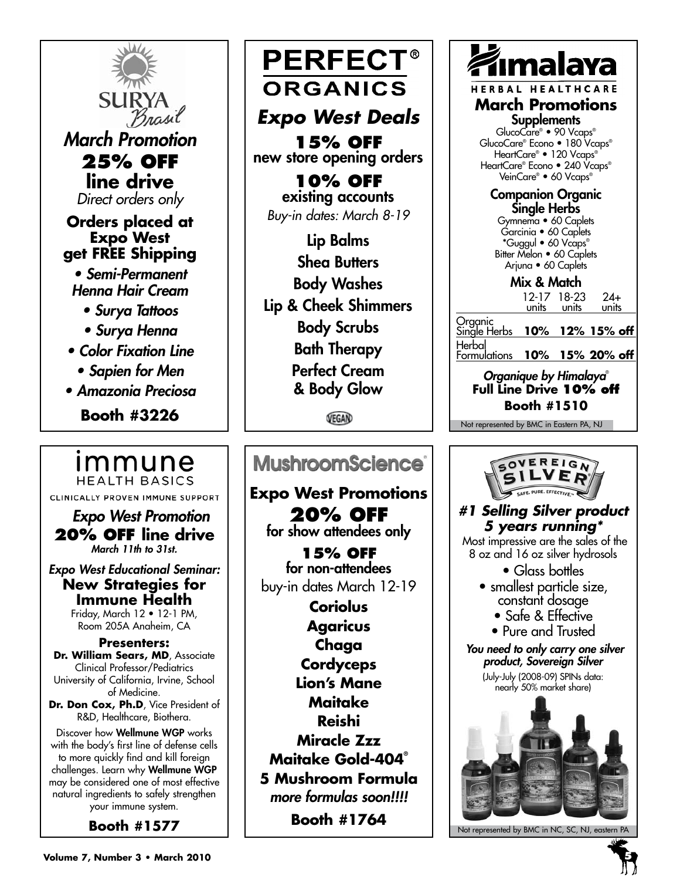## SURYA Brasil

*March Promotion*

**25% OFF line drive**

*Direct orders only*

**Orders placed at Expo West get FREE Shipping**

- *Semi-Permanent Henna Hair Cream*
- *Surya Tattoos*
- *Surya Henna*
- *Color Fixation Line*
- *Sapien for Men*
- *Amazonia Preciosa*

**Booth #3226**

## PERFECT® ORGANICS

***Expo West Deals***

**15% OFF** new store opening orders

**10% OFF** existing accounts

*Buy-in dates: March 8-19*

- Lip Balms
- Shea Butters
- Body Washes
- Lip & Cheek Shimmers
- Body Scrubs
- Bath Therapy
- Perfect Cream & Body Glow

VEGAN

## Himalaya HERBAL HEALTHCARE

**March Promotions**

**Supplements**

GlucoCare® • 90 Vcaps®
GlucoCare® Econo • 180 Vcaps®
HeartCare® • 120 Vcaps®
HeartCare® Econo • 240 Vcaps®
VeinCare® • 60 Vcaps®

**Companion Organic Single Herbs**

Gymnema • 60 Caplets
Garcinia • 60 Caplets
*Guggul • 60 Vcaps®
Bitter Melon • 60 Caplets
Arjuna • 60 Caplets

**Mix & Match**

| | 12-17 units | 18-23 units | 24+ units |
|---|---|---|---|
| Organic Single Herbs | **10%** | **12%** | **15% off** |
| Herbal Formulations | **10%** | **15%** | **20% off** |

***Organique by Himalaya®***
**Full Line Drive 10% off**

**Booth #1510**

Not represented by BMC in Eastern PA, NJ

## immune HEALTH BASICS

CLINICALLY PROVEN IMMUNE SUPPORT

*Expo West Promotion*

**20% OFF line drive**

*March 11th to 31st.*

*Expo West Educational Seminar:*

**New Strategies for Immune Health**

Friday, March 12 • 12-1 PM, Room 205A Anaheim, CA

**Presenters:**

**Dr. William Sears, MD**, Associate Clinical Professor/Pediatrics University of California, Irvine, School of Medicine.

**Dr. Don Cox, Ph.D**, Vice President of R&D, Healthcare, Biothera.

Discover how **Wellmune WGP** works with the body's first line of defense cells to more quickly find and kill foreign challenges. Learn why **Wellmune WGP** may be considered one of most effective natural ingredients to safely strengthen your immune system.

**Booth #1577**

## MushroomScience®

**Expo West Promotions**

**20% OFF** for show attendees only

**15% OFF** for non-attendees

buy-in dates March 12-19

- **Coriolus**
- **Agaricus**
- **Chaga**
- **Cordyceps**
- **Lion's Mane**
- **Maitake**
- **Reishi**
- **Miracle Zzz**
- **Maitake Gold-404®**
- **5 Mushroom Formula**

*more formulas soon!!!!*

**Booth #1764**

## SOVEREIGN SILVER

SAFE. PURE. EFFECTIVE.™

***#1 Selling Silver product 5 years running****

Most impressive are the sales of the 8 oz and 16 oz silver hydrosols

- Glass bottles
- smallest particle size, constant dosage
- Safe & Effective
- Pure and Trusted

***You need to only carry one silver product, Sovereign Silver***

(July-July (2008-09) SPINs data: nearly 50% market share)

Not represented by BMC in NC, SC, NJ, eastern PA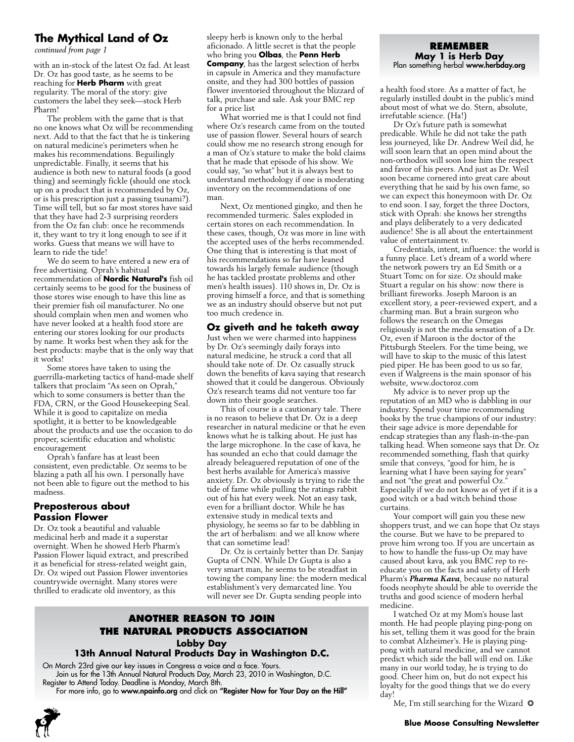## The Mythical Land of Oz

*continued from page 1*

with an in-stock of the latest Oz fad. At least Dr. Oz has good taste, as he seems to be reaching for **Herb Pharm** with great regularity. The moral of the story: give customers the label they seek—stock Herb Pharm!

The problem with the game that is that no one knows what Oz will be recommending next. Add to that the fact that he is tinkering on natural medicine's perimeters when he makes his recommendations. Beguilingly unpredictable. Finally, it seems that his audience is both new to natural foods (a good thing) and seemingly fickle (should one stock up on a product that is recommended by Oz, or is his prescription just a passing tsunami?). Time will tell, but so far most stores have said that they have had 2-3 surprising reorders from the Oz fan club: once he recommends it, they want to try it long enough to see if it works. Guess that means we will have to learn to ride the tide!

We do seem to have entered a new era of free advertising. Oprah's habitual recommendation of **Nordic Natural's** fish oil certainly seems to be good for the business of those stores wise enough to have this line as their premier fish oil manufacturer. No one should complain when men and women who have never looked at a health food store are entering our stores looking for our products by name. It works best when they ask for the best products: maybe that is the only way that it works!

Some stores have taken to using the guerrilla-marketing tactics of hand-made shelf talkers that proclaim "As seen on Oprah," which to some consumers is better than the FDA, CRN, or the Good Housekeeping Seal. While it is good to capitalize on media spotlight, it is better to be knowledgeable about the products and use the occasion to do proper, scientific education and wholistic encouragement

Oprah's fanfare has at least been consistent, even predictable. Oz seems to be blazing a path all his own. I personally have not been able to figure out the method to his madness.

### Preposterous about Passion Flower

Dr. Oz took a beautiful and valuable medicinal herb and made it a superstar overnight. When he showed Herb Pharm's Passion Flower liquid extract, and prescribed it as beneficial for stress-related weight gain, Dr. Oz wiped out Passion Flower inventories countrywide overnight. Many stores were thrilled to eradicate old inventory, as this sleepy herb is known only to the herbal aficionado. A little secret is that the people who bring you **Olbas**, the **Penn Herb Company**, has the largest selection of herbs in capsule in America and they manufacture onsite, and they had 300 bottles of passion flower inventoried throughout the blizzard of talk, purchase and sale. Ask your BMC rep for a price list

What worried me is that I could not find where Oz's research came from on the touted use of passion flower. Several hours of search could show me no research strong enough for a man of Oz's stature to make the bold claims that he made that episode of his show. We could say, "so what" but it is always best to understand methodology if one is moderating inventory on the recommendations of one man.

Next, Oz mentioned gingko, and then he recommended turmeric. Sales exploded in certain stores on each recommendation. In these cases, though, Oz was more in line with the accepted uses of the herbs recommended. One thing that is interesting is that most of his recommendations so far have leaned towards his largely female audience (though he has tackled prostate problems and other men's health issues). 110 shows in, Dr. Oz is proving himself a force, and that is something we as an industry should observe but not put too much credence in.

### Oz giveth and he taketh away

Just when we were charmed into happiness by Dr. Oz's seemingly daily forays into natural medicine, he struck a cord that all should take note of. Dr. Oz casually struck down the benefits of kava saying that research showed that it could be dangerous. Obviously Oz's research teams did not venture too far down into their google searches.

This of course is a cautionary tale. There is no reason to believe that Dr. Oz is a deep researcher in natural medicine or that he even knows what he is talking about. He just has the large microphone. In the case of kava, he has sounded an echo that could damage the already beleaguered reputation of one of the best herbs available for America's massive anxiety. Dr. Oz obviously is trying to ride the tide of fame while pulling the ratings rabbit out of his hat every week. Not an easy task, even for a brilliant doctor. While he has extensive study in medical texts and physiology, he seems so far to be dabbling in the art of herbalism: and we all know where that can sometime lead!

Dr. Oz is certainly better than Dr. Sanjay Gupta of CNN. While Dr Gupta is also a very smart man, he seems to be steadfast in towing the company line: the modern medical establishment's very demarcated line. You will never see Dr. Gupta sending people into a health food store. As a matter of fact, he regularly instilled doubt in the public's mind about most of what we do. Stern, absolute, irrefutable science. (Ha!)

Dr Oz's future path is somewhat predicable. While he did not take the path less journeyed, like Dr. Andrew Weil did, he will soon learn that an open mind about the non-orthodox will soon lose him the respect and favor of his peers. And just as Dr. Weil soon became cornered into great care about everything that he said by his own fame, so we can expect this honeymoon with Dr. Oz to end soon. I say, forget the three Doctors, stick with Oprah: she knows her strengths and plays deliberately to a very dedicated audience! She is all about the entertainment value of entertainment tv.

Credentials, intent, influence: the world is a funny place. Let's dream of a world where the network powers try an Ed Smith or a Stuart Tomc on for size. Oz should make Stuart a regular on his show: now there is brilliant fireworks. Joseph Maroon is an excellent story, a peer-reviewed expert, and a charming man. But a brain surgeon who follows the research on the Omegas religiously is not the media sensation of a Dr. Oz, even if Maroon is the doctor of the Pittsburgh Steelers. For the time being, we will have to skip to the music of this latest pied piper. He has been good to us so far, even if Walgreens is the main sponsor of his website, www.doctoroz.com

My advice is to never prop up the reputation of an MD who is dabbling in our industry. Spend your time recommending books by the true champions of our industry: their sage advice is more dependable for endcap strategies than any flash-in-the-pan talking head. When someone says that Dr. Oz recommended something, flash that quirky smile that conveys, "good for him, he is learning what I have been saying for years" and not "the great and powerful Oz." Especially if we do not know as of yet if it is a good witch or a bad witch behind those curtains.

Your comport will gain you these new shoppers trust, and we can hope that Oz stays the course. But we have to be prepared to prove him wrong too. If you are uncertain as to how to handle the fuss-up Oz may have caused about kava, ask you BMC rep to re-educate you on the facts and safety of Herb Pharm's ***Pharma Kava***, because no natural foods neophyte should be able to override the truths and good science of modern herbal medicine.

I watched Oz at my Mom's house last month. He had people playing ping-pong on his set, telling them it was good for the brain to combat Alzheimer's. He is playing ping-pong with natural medicine, and we cannot predict which side the ball will end on. Like many in our world today, he is trying to do good. Cheer him on, but do not expect his loyalty for the good things that we do every day!

Me, I'm still searching for the Wizard ✪

---

**REMEMBER**
**May 1 is Herb Day**
Plan something herbal **www.herbday.org**

---

**ANOTHER REASON TO JOIN THE NATURAL PRODUCTS ASSOCIATION**
**Lobby Day**
**13th Annual Natural Products Day in Washington D.C.**

On March 23rd give our key issues in Congress a voice and a face. Yours.

Join us for the 13th Annual Natural Products Day, March 23, 2010 in Washington, D.C. Register to Attend Today. Deadline is Monday, March 8th.

For more info, go to **www.npainfo.org** and click on **"Register Now for Your Day on the Hill"**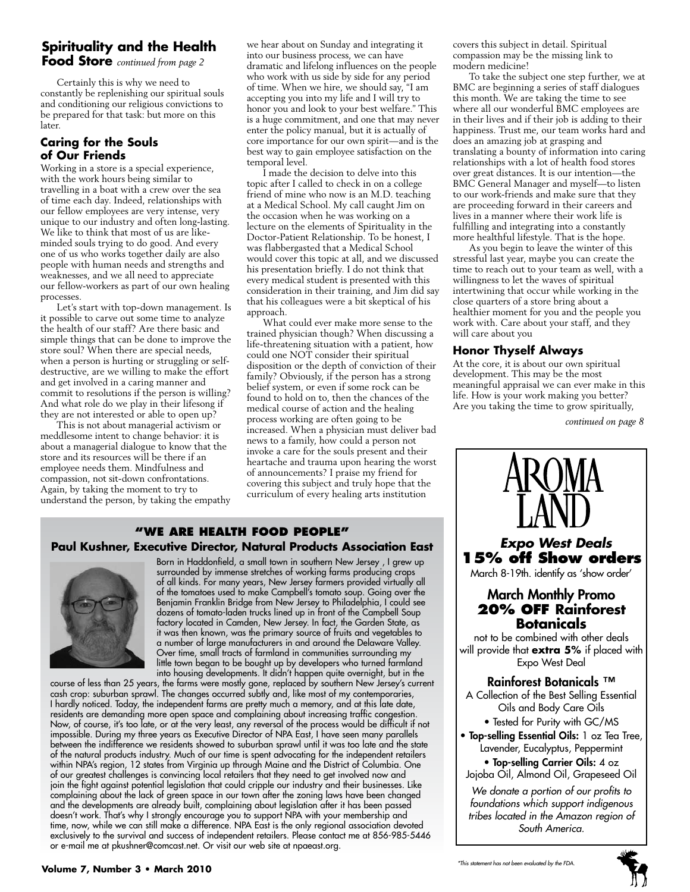## Spirituality and the Health Food Store *continued from page 2*

Certainly this is why we need to constantly be replenishing our spiritual souls and conditioning our religious convictions to be prepared for that task: but more on this later.

### Caring for the Souls of Our Friends

Working in a store is a special experience, with the work hours being similar to travelling in a boat with a crew over the sea of time each day. Indeed, relationships with our fellow employees are very intense, very unique to our industry and often long-lasting. We like to think that most of us are like-minded souls trying to do good. And every one of us who works together daily are also people with human needs and strengths and weaknesses, and we all need to appreciate our fellow-workers as part of our own healing processes.

Let's start with top-down management. Is it possible to carve out some time to analyze the health of our staff? Are there basic and simple things that can be done to improve the store soul? When there are special needs, when a person is hurting or struggling or self-destructive, are we willing to make the effort and get involved in a caring manner and commit to resolutions if the person is willing? And what role do we play in their lifesong if they are not interested or able to open up?

This is not about managerial activism or meddlesome intent to change behavior: it is about a managerial dialogue to know that the store and its resources will be there if an employee needs them. Mindfulness and compassion, not sit-down confrontations. Again, by taking the moment to try to understand the person, by taking the empathy we hear about on Sunday and integrating it into our business process, we can have dramatic and lifelong influences on the people who work with us side by side for any period of time. When we hire, we should say, "I am accepting you into my life and I will try to honor you and look to your best welfare." This is a huge commitment, and one that may never enter the policy manual, but it is actually of core importance for our own spirit—and is the best way to gain employee satisfaction on the temporal level.

I made the decision to delve into this topic after I called to check in on a college friend of mine who now is an M.D. teaching at a Medical School. My call caught Jim on the occasion when he was working on a lecture on the elements of Spirituality in the Doctor-Patient Relationship. To be honest, I was flabbergasted that a Medical School would cover this topic at all, and we discussed his presentation briefly. I do not think that every medical student is presented with this consideration in their training, and Jim did say that his colleagues were a bit skeptical of his approach.

What could ever make more sense to the trained physician though? When discussing a life-threatening situation with a patient, how could one NOT consider their spiritual disposition or the depth of conviction of their family? Obviously, if the person has a strong belief system, or even if some rock can be found to hold on to, then the chances of the medical course of action and the healing process working are often going to be increased. When a physician must deliver bad news to a family, how could a person not invoke a care for the souls present and their heartache and trauma upon hearing the worst of announcements? I praise my friend for covering this subject and truly hope that the curriculum of every healing arts institution covers this subject in detail. Spiritual compassion may be the missing link to modern medicine!

To take the subject one step further, we at BMC are beginning a series of staff dialogues this month. We are taking the time to see where all our wonderful BMC employees are in their lives and if their job is adding to their happiness. Trust me, our team works hard and does an amazing job at grasping and translating a bounty of information into caring relationships with a lot of health food stores over great distances. It is our intention—the BMC General Manager and myself—to listen to our work-friends and make sure that they are proceeding forward in their careers and lives in a manner where their work life is fulfilling and integrating into a constantly more healthful lifestyle. That is the hope.

As you begin to leave the winter of this stressful last year, maybe you can create the time to reach out to your team as well, with a willingness to let the waves of spiritual intertwining that occur while working in the close quarters of a store bring about a healthier moment for you and the people you work with. Care about your staff, and they will care about you

### Honor Thyself Always

At the core, it is about our own spiritual development. This may be the most meaningful appraisal we can ever make in this life. How is your work making you better? Are you taking the time to grow spiritually,

*continued on page 8*

---

## "WE ARE HEALTH FOOD PEOPLE"

**Paul Kushner, Executive Director, Natural Products Association East**

Born in Haddonfield, a small town in southern New Jersey , I grew up surrounded by immense stretches of working farms producing crops of all kinds. For many years, New Jersey farmers provided virtually all of the tomatoes used to make Campbell's tomato soup. Going over the Benjamin Franklin Bridge from New Jersey to Philadelphia, I could see dozens of tomato-laden trucks lined up in front of the Campbell Soup factory located in Camden, New Jersey. In fact, the Garden State, as it was then known, was the primary source of fruits and vegetables to a number of large manufacturers in and around the Delaware Valley. Over time, small tracts of farmland in communities surrounding my little town began to be bought up by developers who turned farmland into housing developments. It didn't happen quite overnight, but in the course of less than 25 years, the farms were mostly gone, replaced by southern New Jersey's current cash crop: suburban sprawl. The changes occurred subtly and, like most of my contemporaries, I hardly noticed. Today, the independent farms are pretty much a memory, and at this late date, residents are demanding more open space and complaining about increasing traffic congestion. Now, of course, it's too late, or at the very least, any reversal of the process would be difficult if not impossible. During my three years as Executive Director of NPA East, I have seen many parallels between the indifference we residents showed to suburban sprawl until it was too late and the state of the natural products industry. Much of our time is spent advocating for the independent retailers within NPA's region, 12 states from Virginia up through Maine and the District of Columbia. One of our greatest challenges is convincing local retailers that they need to get involved now and join the fight against potential legislation that could cripple our industry and their businesses. Like complaining about the lack of green space in our town after the zoning laws have been changed and the developments are already built, complaining about legislation after it has been passed doesn't work. That's why I strongly encourage you to support NPA with your membership and time, now, while we can still make a difference. NPA East is the only regional association devoted exclusively to the survival and success of independent retailers. Please contact me at 856-985-5446 or e-mail me at pkushner@comcast.net. Or visit our web site at npaeast.org.

---

# AROMA LAND

***Expo West Deals***

**15% off Show orders**

March 8-19th. identify as 'show order'

**March Monthly Promo**

**20% OFF Rainforest Botanicals**

not to be combined with other deals will provide that **extra 5%** if placed with Expo West Deal

**Rainforest Botanicals ™**

A Collection of the Best Selling Essential Oils and Body Care Oils

- Tested for Purity with GC/MS
- **Top-selling Essential Oils:** 1 oz Tea Tree, Lavender, Eucalyptus, Peppermint
- **Top-selling Carrier Oils:** 4 oz Jojoba Oil, Almond Oil, Grapeseed Oil

*We donate a portion of our profits to foundations which support indigenous tribes located in the Amazon region of South America.*

*\*This statement has not been evaluated by the FDA.*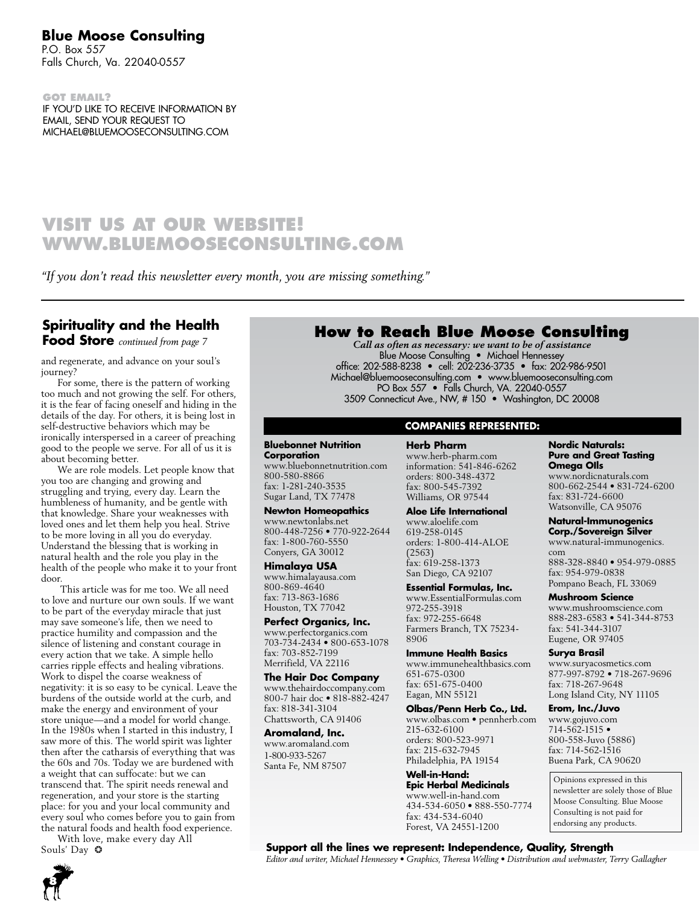**Blue Moose Consulting**
P.O. Box 557
Falls Church, Va. 22040-0557

**GOT EMAIL?**
IF YOU'D LIKE TO RECEIVE INFORMATION BY EMAIL, SEND YOUR REQUEST TO MICHAEL@BLUEMOOSECONSULTING.COM

## VISIT US AT OUR WEBSITE! WWW.BLUEMOOSECONSULTING.COM

*"If you don't read this newsletter every month, you are missing something."*

## Spirituality and the Health Food Store *continued from page 7*

and regenerate, and advance on your soul's journey?

For some, there is the pattern of working too much and not growing the self. For others, it is the fear of facing oneself and hiding in the details of the day. For others, it is being lost in self-destructive behaviors which may be ironically interspersed in a career of preaching good to the people we serve. For all of us it is about becoming better.

We are role models. Let people know that you too are changing and growing and struggling and trying, every day. Learn the humbleness of humanity, and be gentle with that knowledge. Share your weaknesses with loved ones and let them help you heal. Strive to be more loving in all you do everyday. Understand the blessing that is working in natural health and the role you play in the health of the people who make it to your front door.

This article was for me too. We all need to love and nurture our own souls. If we want to be part of the everyday miracle that just may save someone's life, then we need to practice humility and compassion and the silence of listening and constant courage in every action that we take. A simple hello carries ripple effects and healing vibrations. Work to dispel the coarse weakness of negativity: it is so easy to be cynical. Leave the burdens of the outside world at the curb, and make the energy and environment of your store unique—and a model for world change. In the 1980s when I started in this industry, I saw more of this. The world spirit was lighter then after the catharsis of everything that was the 60s and 70s. Today we are burdened with a weight that can suffocate: but we can transcend that. The spirit needs renewal and regeneration, and your store is the starting place: for you and your local community and every soul who comes before you to gain from the natural foods and health food experience.

With love, make every day All Souls' Day ✪

## How to Reach Blue Moose Consulting

*Call as often as necessary: we want to be of assistance*

Blue Moose Consulting • Michael Hennessey
office: 202-588-8238 • cell: 202-236-3735 • fax: 202-986-9501
Michael@bluemooseconsulting.com • www.bluemooseconsulting.com
PO Box 557 • Falls Church, VA. 22040-0557
3509 Connecticut Ave., NW, # 150 • Washington, DC 20008

### COMPANIES REPRESENTED:

**Bluebonnet Nutrition Corporation**
www.bluebonnetnutrition.com
800-580-8866
fax: 1-281-240-3535
Sugar Land, TX 77478

**Newton Homeopathics**
www.newtonlabs.net
800-448-7256 • 770-922-2644
fax: 1-800-760-5550
Conyers, GA 30012

**Himalaya USA**
www.himalayausa.com
800-869-4640
fax: 713-863-1686
Houston, TX 77042

**Perfect Organics, Inc.**
www.perfectorganics.com
703-734-2434 • 800-653-1078
fax: 703-852-7199
Merrifield, VA 22116

**The Hair Doc Company**
www.thehairdoccompany.com
800-7 hair doc • 818-882-4247
fax: 818-341-3104
Chattsworth, CA 91406

**Aromaland, Inc.**
www.aromaland.com
1-800-933-5267
Santa Fe, NM 87507

**Herb Pharm**
www.herb-pharm.com
information: 541-846-6262
orders: 800-348-4372
fax: 800-545-7392
Williams, OR 97544

**Aloe Life International**
www.aloelife.com
619-258-0145
orders: 1-800-414-ALOE (2563)
fax: 619-258-1373
San Diego, CA 92107

**Essential Formulas, Inc.**
www.EssentialFormulas.com
972-255-3918
fax: 972-255-6648
Farmers Branch, TX 75234-8906

**Immune Health Basics**
www.immunehealthbasics.com
651-675-0300
fax: 651-675-0400
Eagan, MN 55121

**Olbas/Penn Herb Co., Ltd.**
www.olbas.com • pennherb.com
215-632-6100
orders: 800-523-9971
fax: 215-632-7945
Philadelphia, PA 19154

**Well-in-Hand: Epic Herbal Medicinals**
www.well-in-hand.com
434-534-6050 • 888-550-7774
fax: 434-534-6040
Forest, VA 24551-1200

**Nordic Naturals: Pure and Great Tasting Omega Oils**
www.nordicnaturals.com
800-662-2544 • 831-724-6200
fax: 831-724-6600
Watsonville, CA 95076

**Natural-Immunogenics Corp./Sovereign Silver**
www.natural-immunogenics.com
888-328-8840 • 954-979-0885
fax: 954-979-0838
Pompano Beach, FL 33069

**Mushroom Science**
www.mushroomscience.com
888-283-6583 • 541-344-8753
fax: 541-344-3107
Eugene, OR 97405

**Surya Brasil**
www.suryacosmetics.com
877-997-8792 • 718-267-9696
fax: 718-267-9648
Long Island City, NY 11105

**Erom, Inc./Juvo**
www.gojuvo.com
714-562-1515 •
800-558-Juvo (5886)
fax: 714-562-1516
Buena Park, CA 90620

Opinions expressed in this newsletter are solely those of Blue Moose Consulting. Blue Moose Consulting is not paid for endorsing any products.

**Support all the lines we represent: Independence, Quality, Strength**

*Editor and writer, Michael Hennessey • Graphics, Theresa Welling • Distribution and webmaster, Terry Gallagher*